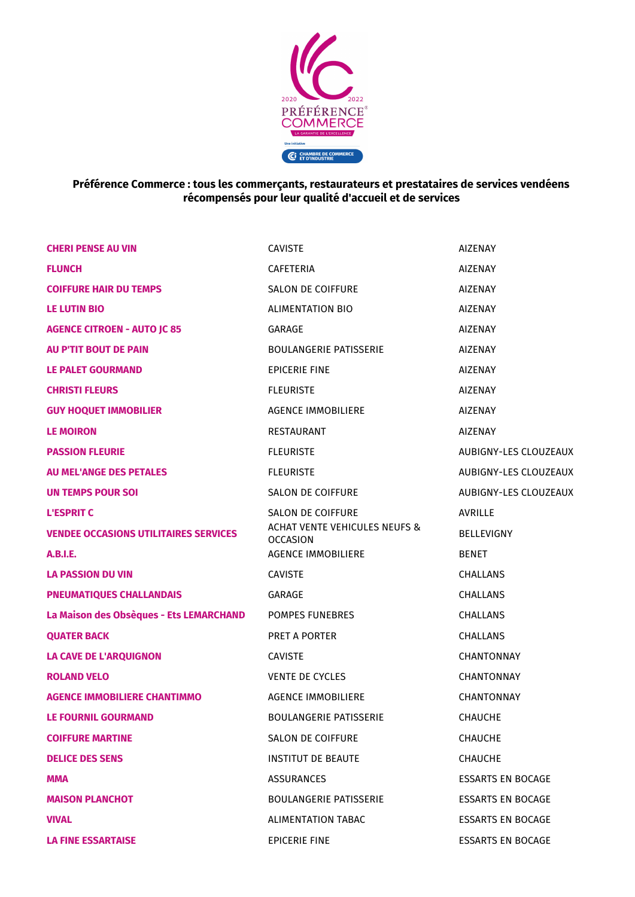**Préférence Commerce : tous les commerçants, restaurateurs et prestataires de services vendéens récompensés pour leur qualité d'accueil et de services**

| | | |
|---|---|---|
| **CHERI PENSE AU VIN** | CAVISTE | AIZENAY |
| **FLUNCH** | CAFETERIA | AIZENAY |
| **COIFFURE HAIR DU TEMPS** | SALON DE COIFFURE | AIZENAY |
| **LE LUTIN BIO** | ALIMENTATION BIO | AIZENAY |
| **AGENCE CITROEN - AUTO JC 85** | GARAGE | AIZENAY |
| **AU P'TIT BOUT DE PAIN** | BOULANGERIE PATISSERIE | AIZENAY |
| **LE PALET GOURMAND** | EPICERIE FINE | AIZENAY |
| **CHRISTI FLEURS** | FLEURISTE | AIZENAY |
| **GUY HOQUET IMMOBILIER** | AGENCE IMMOBILIERE | AIZENAY |
| **LE MOIRON** | RESTAURANT | AIZENAY |
| **PASSION FLEURIE** | FLEURISTE | AUBIGNY-LES CLOUZEAUX |
| **AU MEL'ANGE DES PETALES** | FLEURISTE | AUBIGNY-LES CLOUZEAUX |
| **UN TEMPS POUR SOI** | SALON DE COIFFURE | AUBIGNY-LES CLOUZEAUX |
| **L'ESPRIT C** | SALON DE COIFFURE | AVRILLE |
| **VENDEE OCCASIONS UTILITAIRES SERVICES** | ACHAT VENTE VEHICULES NEUFS & OCCASION | BELLEVIGNY |
| **A.B.I.E.** | AGENCE IMMOBILIERE | BENET |
| **LA PASSION DU VIN** | CAVISTE | CHALLANS |
| **PNEUMATIQUES CHALLANDAIS** | GARAGE | CHALLANS |
| **La Maison des Obsèques - Ets LEMARCHAND** | POMPES FUNEBRES | CHALLANS |
| **QUATER BACK** | PRET A PORTER | CHALLANS |
| **LA CAVE DE L'ARQUIGNON** | CAVISTE | CHANTONNAY |
| **ROLAND VELO** | VENTE DE CYCLES | CHANTONNAY |
| **AGENCE IMMOBILIERE CHANTIMMO** | AGENCE IMMOBILIERE | CHANTONNAY |
| **LE FOURNIL GOURMAND** | BOULANGERIE PATISSERIE | CHAUCHE |
| **COIFFURE MARTINE** | SALON DE COIFFURE | CHAUCHE |
| **DELICE DES SENS** | INSTITUT DE BEAUTE | CHAUCHE |
| **MMA** | ASSURANCES | ESSARTS EN BOCAGE |
| **MAISON PLANCHOT** | BOULANGERIE PATISSERIE | ESSARTS EN BOCAGE |
| **VIVAL** | ALIMENTATION TABAC | ESSARTS EN BOCAGE |
| **LA FINE ESSARTAISE** | EPICERIE FINE | ESSARTS EN BOCAGE |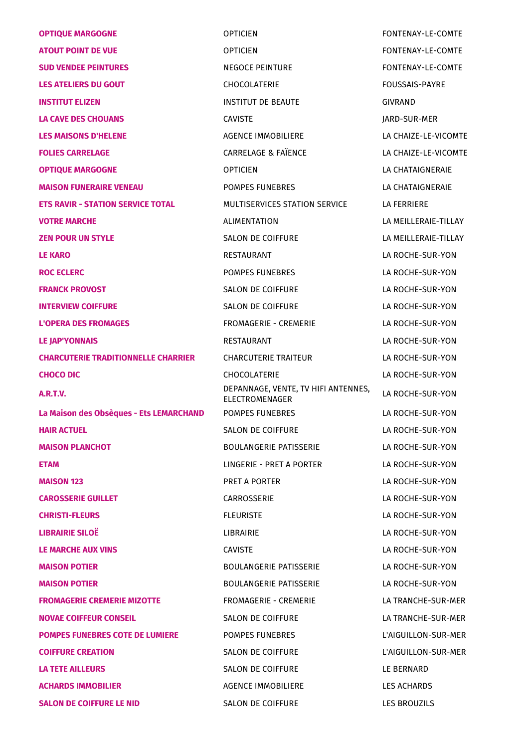| | | |
|---|---|---|
| **OPTIQUE MARGOGNE** | OPTICIEN | FONTENAY-LE-COMTE |
| **ATOUT POINT DE VUE** | OPTICIEN | FONTENAY-LE-COMTE |
| **SUD VENDEE PEINTURES** | NEGOCE PEINTURE | FONTENAY-LE-COMTE |
| **LES ATELIERS DU GOUT** | CHOCOLATERIE | FOUSSAIS-PAYRE |
| **INSTITUT ELIZEN** | INSTITUT DE BEAUTE | GIVRAND |
| **LA CAVE DES CHOUANS** | CAVISTE | JARD-SUR-MER |
| **LES MAISONS D'HELENE** | AGENCE IMMOBILIERE | LA CHAIZE-LE-VICOMTE |
| **FOLIES CARRELAGE** | CARRELAGE & FAÏENCE | LA CHAIZE-LE-VICOMTE |
| **OPTIQUE MARGOGNE** | OPTICIEN | LA CHATAIGNERAIE |
| **MAISON FUNERAIRE VENEAU** | POMPES FUNEBRES | LA CHATAIGNERAIE |
| **ETS RAVIR - STATION SERVICE TOTAL** | MULTISERVICES STATION SERVICE | LA FERRIERE |
| **VOTRE MARCHE** | ALIMENTATION | LA MEILLERAIE-TILLAY |
| **ZEN POUR UN STYLE** | SALON DE COIFFURE | LA MEILLERAIE-TILLAY |
| **LE KARO** | RESTAURANT | LA ROCHE-SUR-YON |
| **ROC ECLERC** | POMPES FUNEBRES | LA ROCHE-SUR-YON |
| **FRANCK PROVOST** | SALON DE COIFFURE | LA ROCHE-SUR-YON |
| **INTERVIEW COIFFURE** | SALON DE COIFFURE | LA ROCHE-SUR-YON |
| **L'OPERA DES FROMAGES** | FROMAGERIE - CREMERIE | LA ROCHE-SUR-YON |
| **LE JAP'YONNAIS** | RESTAURANT | LA ROCHE-SUR-YON |
| **CHARCUTERIE TRADITIONNELLE CHARRIER** | CHARCUTERIE TRAITEUR | LA ROCHE-SUR-YON |
| **CHOCO DIC** | CHOCOLATERIE | LA ROCHE-SUR-YON |
| **A.R.T.V.** | DEPANNAGE, VENTE, TV HIFI ANTENNES, ELECTROMENAGER | LA ROCHE-SUR-YON |
| **La Maison des Obsèques - Ets LEMARCHAND** | POMPES FUNEBRES | LA ROCHE-SUR-YON |
| **HAIR ACTUEL** | SALON DE COIFFURE | LA ROCHE-SUR-YON |
| **MAISON PLANCHOT** | BOULANGERIE PATISSERIE | LA ROCHE-SUR-YON |
| **ETAM** | LINGERIE - PRET A PORTER | LA ROCHE-SUR-YON |
| **MAISON 123** | PRET A PORTER | LA ROCHE-SUR-YON |
| **CAROSSERIE GUILLET** | CARROSSERIE | LA ROCHE-SUR-YON |
| **CHRISTI-FLEURS** | FLEURISTE | LA ROCHE-SUR-YON |
| **LIBRAIRIE SILOË** | LIBRAIRIE | LA ROCHE-SUR-YON |
| **LE MARCHE AUX VINS** | CAVISTE | LA ROCHE-SUR-YON |
| **MAISON POTIER** | BOULANGERIE PATISSERIE | LA ROCHE-SUR-YON |
| **MAISON POTIER** | BOULANGERIE PATISSERIE | LA ROCHE-SUR-YON |
| **FROMAGERIE CREMERIE MIZOTTE** | FROMAGERIE - CREMERIE | LA TRANCHE-SUR-MER |
| **NOVAE COIFFEUR CONSEIL** | SALON DE COIFFURE | LA TRANCHE-SUR-MER |
| **POMPES FUNEBRES COTE DE LUMIERE** | POMPES FUNEBRES | L'AIGUILLON-SUR-MER |
| **COIFFURE CREATION** | SALON DE COIFFURE | L'AIGUILLON-SUR-MER |
| **LA TETE AILLEURS** | SALON DE COIFFURE | LE BERNARD |
| **ACHARDS IMMOBILIER** | AGENCE IMMOBILIERE | LES ACHARDS |
| **SALON DE COIFFURE LE NID** | SALON DE COIFFURE | LES BROUZILS |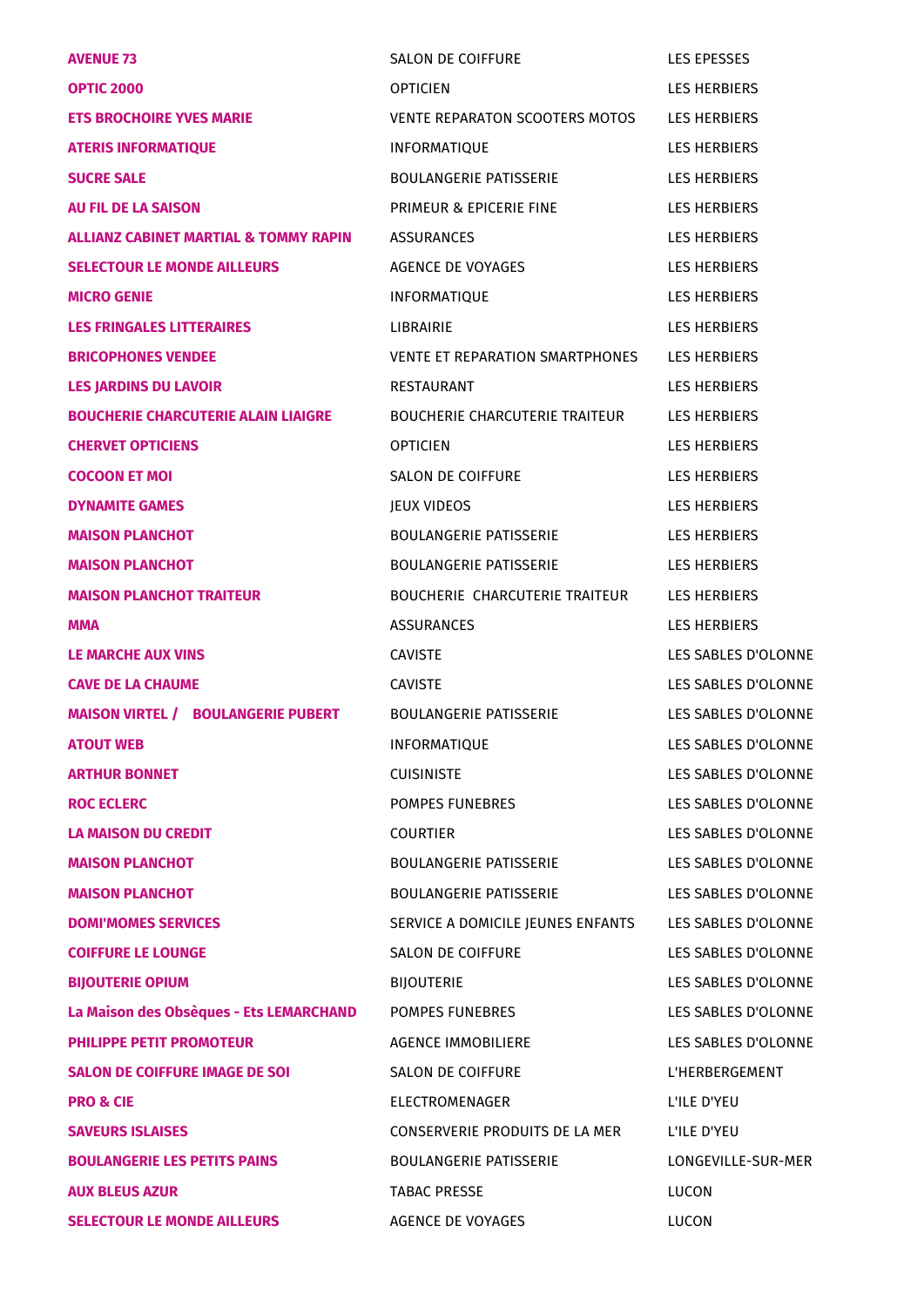| | | |
|---|---|---|
| **AVENUE 73** | SALON DE COIFFURE | LES EPESSES |
| **OPTIC 2000** | OPTICIEN | LES HERBIERS |
| **ETS BROCHOIRE YVES MARIE** | VENTE REPARATON SCOOTERS MOTOS | LES HERBIERS |
| **ATERIS INFORMATIQUE** | INFORMATIQUE | LES HERBIERS |
| **SUCRE SALE** | BOULANGERIE PATISSERIE | LES HERBIERS |
| **AU FIL DE LA SAISON** | PRIMEUR & EPICERIE FINE | LES HERBIERS |
| **ALLIANZ CABINET MARTIAL & TOMMY RAPIN** | ASSURANCES | LES HERBIERS |
| **SELECTOUR LE MONDE AILLEURS** | AGENCE DE VOYAGES | LES HERBIERS |
| **MICRO GENIE** | INFORMATIQUE | LES HERBIERS |
| **LES FRINGALES LITTERAIRES** | LIBRAIRIE | LES HERBIERS |
| **BRICOPHONES VENDEE** | VENTE ET REPARATION SMARTPHONES | LES HERBIERS |
| **LES JARDINS DU LAVOIR** | RESTAURANT | LES HERBIERS |
| **BOUCHERIE CHARCUTERIE ALAIN LIAIGRE** | BOUCHERIE CHARCUTERIE TRAITEUR | LES HERBIERS |
| **CHERVET OPTICIENS** | OPTICIEN | LES HERBIERS |
| **COCOON ET MOI** | SALON DE COIFFURE | LES HERBIERS |
| **DYNAMITE GAMES** | JEUX VIDEOS | LES HERBIERS |
| **MAISON PLANCHOT** | BOULANGERIE PATISSERIE | LES HERBIERS |
| **MAISON PLANCHOT** | BOULANGERIE PATISSERIE | LES HERBIERS |
| **MAISON PLANCHOT TRAITEUR** | BOUCHERIE CHARCUTERIE TRAITEUR | LES HERBIERS |
| **MMA** | ASSURANCES | LES HERBIERS |
| **LE MARCHE AUX VINS** | CAVISTE | LES SABLES D'OLONNE |
| **CAVE DE LA CHAUME** | CAVISTE | LES SABLES D'OLONNE |
| **MAISON VIRTEL / BOULANGERIE PUBERT** | BOULANGERIE PATISSERIE | LES SABLES D'OLONNE |
| **ATOUT WEB** | INFORMATIQUE | LES SABLES D'OLONNE |
| **ARTHUR BONNET** | CUISINISTE | LES SABLES D'OLONNE |
| **ROC ECLERC** | POMPES FUNEBRES | LES SABLES D'OLONNE |
| **LA MAISON DU CREDIT** | COURTIER | LES SABLES D'OLONNE |
| **MAISON PLANCHOT** | BOULANGERIE PATISSERIE | LES SABLES D'OLONNE |
| **MAISON PLANCHOT** | BOULANGERIE PATISSERIE | LES SABLES D'OLONNE |
| **DOMI'MOMES SERVICES** | SERVICE A DOMICILE JEUNES ENFANTS | LES SABLES D'OLONNE |
| **COIFFURE LE LOUNGE** | SALON DE COIFFURE | LES SABLES D'OLONNE |
| **BIJOUTERIE OPIUM** | BIJOUTERIE | LES SABLES D'OLONNE |
| **La Maison des Obsèques - Ets LEMARCHAND** | POMPES FUNEBRES | LES SABLES D'OLONNE |
| **PHILIPPE PETIT PROMOTEUR** | AGENCE IMMOBILIERE | LES SABLES D'OLONNE |
| **SALON DE COIFFURE IMAGE DE SOI** | SALON DE COIFFURE | L'HERBERGEMENT |
| **PRO & CIE** | ELECTROMENAGER | L'ILE D'YEU |
| **SAVEURS ISLAISES** | CONSERVERIE PRODUITS DE LA MER | L'ILE D'YEU |
| **BOULANGERIE LES PETITS PAINS** | BOULANGERIE PATISSERIE | LONGEVILLE-SUR-MER |
| **AUX BLEUS AZUR** | TABAC PRESSE | LUCON |
| **SELECTOUR LE MONDE AILLEURS** | AGENCE DE VOYAGES | LUCON |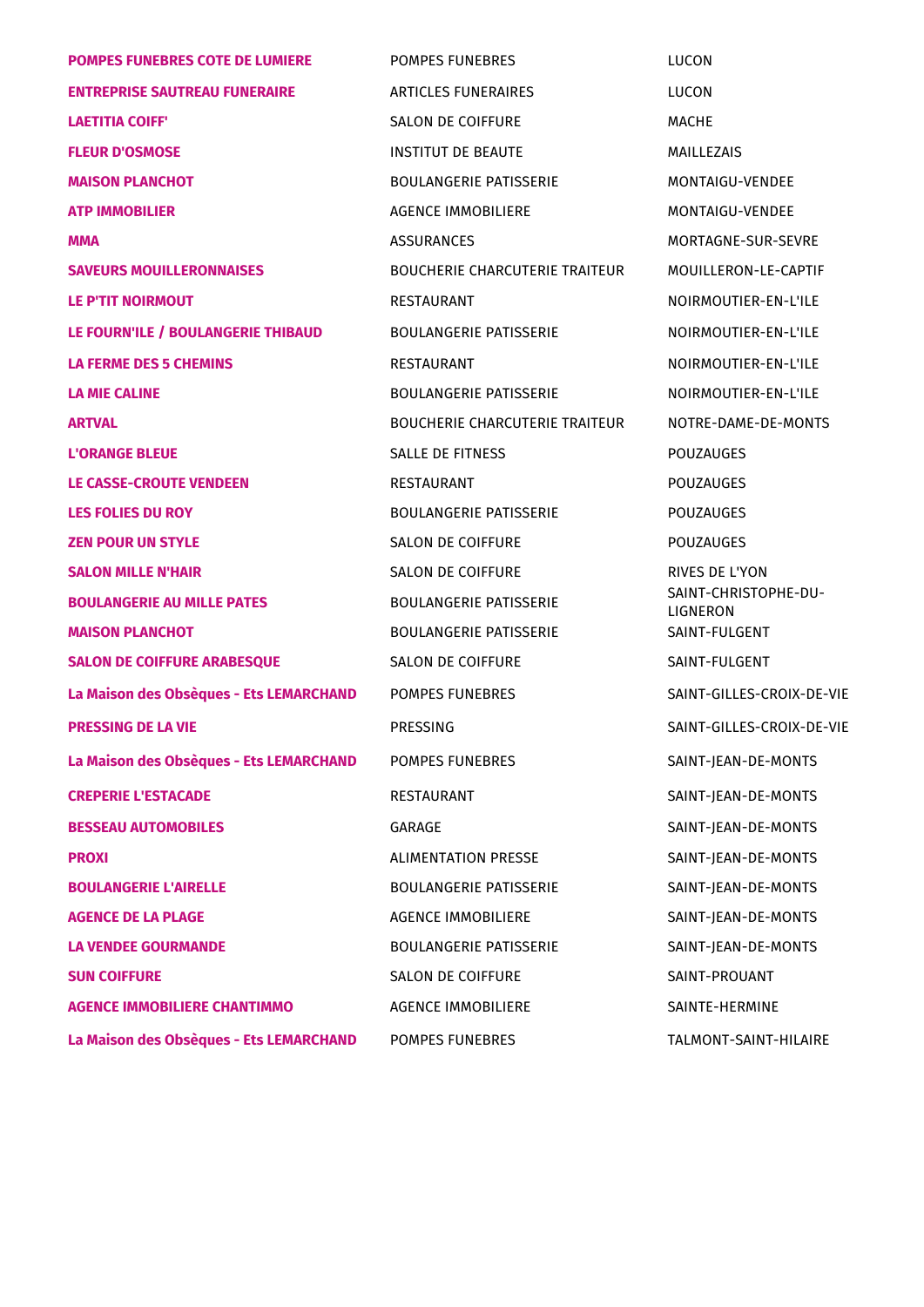| | | |
|---|---|---|
| **POMPES FUNEBRES COTE DE LUMIERE** | POMPES FUNEBRES | LUCON |
| **ENTREPRISE SAUTREAU FUNERAIRE** | ARTICLES FUNERAIRES | LUCON |
| **LAETITIA COIFF'** | SALON DE COIFFURE | MACHE |
| **FLEUR D'OSMOSE** | INSTITUT DE BEAUTE | MAILLEZAIS |
| **MAISON PLANCHOT** | BOULANGERIE PATISSERIE | MONTAIGU-VENDEE |
| **ATP IMMOBILIER** | AGENCE IMMOBILIERE | MONTAIGU-VENDEE |
| **MMA** | ASSURANCES | MORTAGNE-SUR-SEVRE |
| **SAVEURS MOUILLERONNAISES** | BOUCHERIE CHARCUTERIE TRAITEUR | MOUILLERON-LE-CAPTIF |
| **LE P'TIT NOIRMOUT** | RESTAURANT | NOIRMOUTIER-EN-L'ILE |
| **LE FOURN'ILE / BOULANGERIE THIBAUD** | BOULANGERIE PATISSERIE | NOIRMOUTIER-EN-L'ILE |
| **LA FERME DES 5 CHEMINS** | RESTAURANT | NOIRMOUTIER-EN-L'ILE |
| **LA MIE CALINE** | BOULANGERIE PATISSERIE | NOIRMOUTIER-EN-L'ILE |
| **ARTVAL** | BOUCHERIE CHARCUTERIE TRAITEUR | NOTRE-DAME-DE-MONTS |
| **L'ORANGE BLEUE** | SALLE DE FITNESS | POUZAUGES |
| **LE CASSE-CROUTE VENDEEN** | RESTAURANT | POUZAUGES |
| **LES FOLIES DU ROY** | BOULANGERIE PATISSERIE | POUZAUGES |
| **ZEN POUR UN STYLE** | SALON DE COIFFURE | POUZAUGES |
| **SALON MILLE N'HAIR** | SALON DE COIFFURE | RIVES DE L'YON |
| **BOULANGERIE AU MILLE PATES** | BOULANGERIE PATISSERIE | SAINT-CHRISTOPHE-DU-LIGNERON |
| **MAISON PLANCHOT** | BOULANGERIE PATISSERIE | SAINT-FULGENT |
| **SALON DE COIFFURE ARABESQUE** | SALON DE COIFFURE | SAINT-FULGENT |
| **La Maison des Obsèques - Ets LEMARCHAND** | POMPES FUNEBRES | SAINT-GILLES-CROIX-DE-VIE |
| **PRESSING DE LA VIE** | PRESSING | SAINT-GILLES-CROIX-DE-VIE |
| **La Maison des Obsèques - Ets LEMARCHAND** | POMPES FUNEBRES | SAINT-JEAN-DE-MONTS |
| **CREPERIE L'ESTACADE** | RESTAURANT | SAINT-JEAN-DE-MONTS |
| **BESSEAU AUTOMOBILES** | GARAGE | SAINT-JEAN-DE-MONTS |
| **PROXI** | ALIMENTATION PRESSE | SAINT-JEAN-DE-MONTS |
| **BOULANGERIE L'AIRELLE** | BOULANGERIE PATISSERIE | SAINT-JEAN-DE-MONTS |
| **AGENCE DE LA PLAGE** | AGENCE IMMOBILIERE | SAINT-JEAN-DE-MONTS |
| **LA VENDEE GOURMANDE** | BOULANGERIE PATISSERIE | SAINT-JEAN-DE-MONTS |
| **SUN COIFFURE** | SALON DE COIFFURE | SAINT-PROUANT |
| **AGENCE IMMOBILIERE CHANTIMMO** | AGENCE IMMOBILIERE | SAINTE-HERMINE |
| **La Maison des Obsèques - Ets LEMARCHAND** | POMPES FUNEBRES | TALMONT-SAINT-HILAIRE |